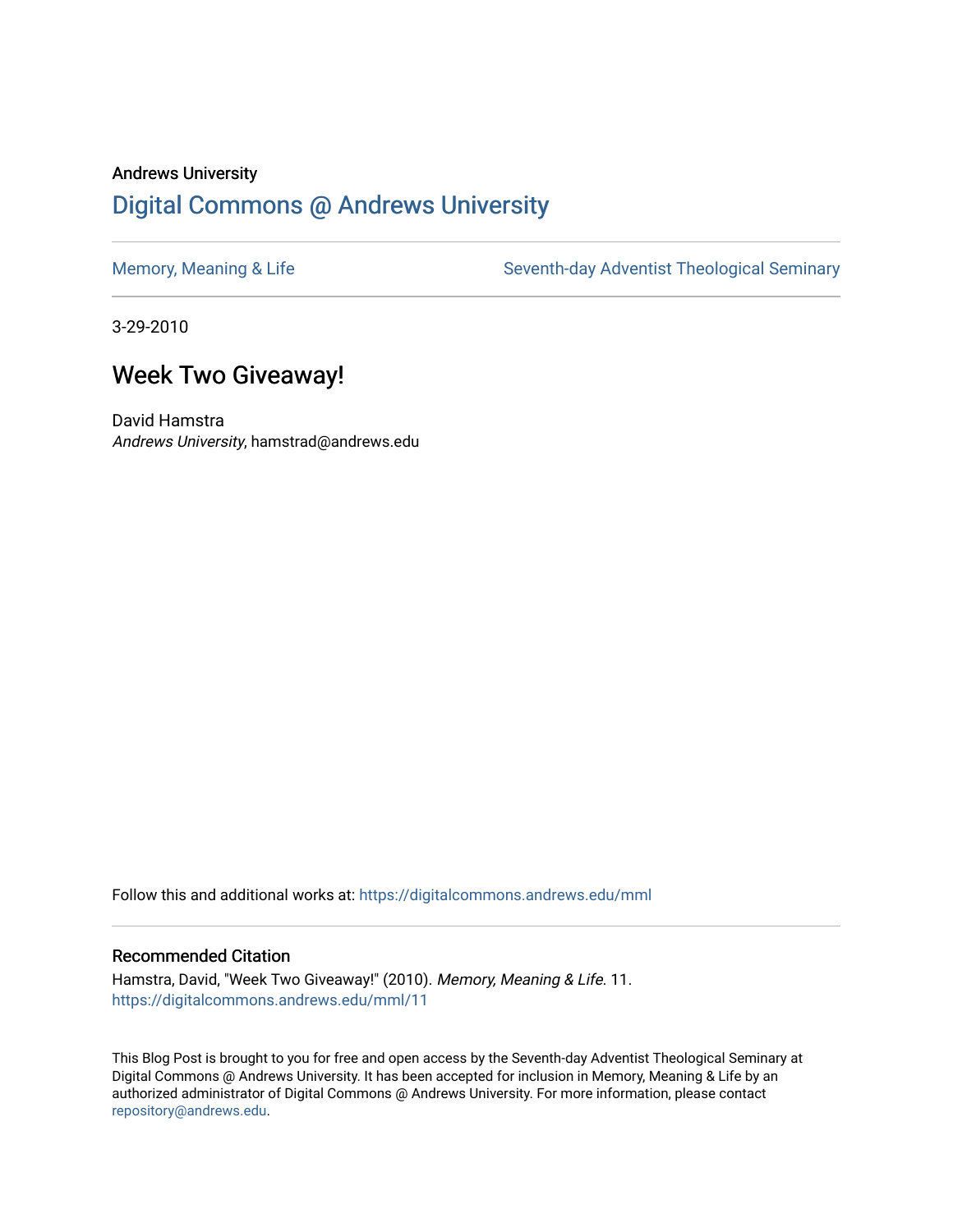Andrews University

# Digital Commons @ Andrews University

Memory, Meaning & Life | Seventh-day Adventist Theological Seminary

3-29-2010

## Week Two Giveaway!

David Hamstra
*Andrews University*, hamstrad@andrews.edu

Follow this and additional works at: https://digitalcommons.andrews.edu/mml

### Recommended Citation

Hamstra, David, "Week Two Giveaway!" (2010). *Memory, Meaning & Life*. 11.
https://digitalcommons.andrews.edu/mml/11

This Blog Post is brought to you for free and open access by the Seventh-day Adventist Theological Seminary at Digital Commons @ Andrews University. It has been accepted for inclusion in Memory, Meaning & Life by an authorized administrator of Digital Commons @ Andrews University. For more information, please contact repository@andrews.edu.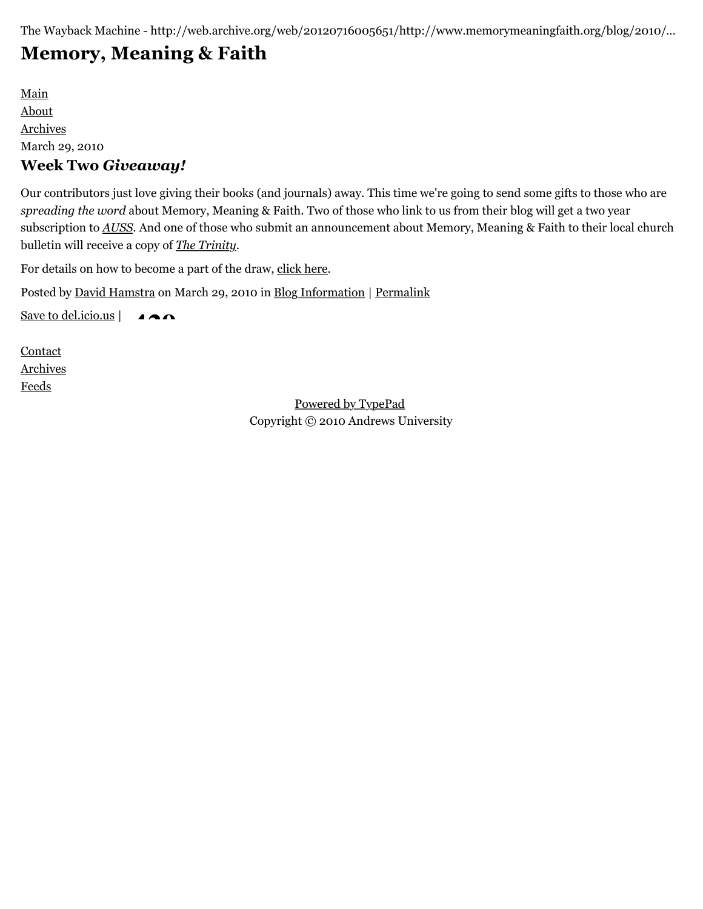The Wayback Machine - http://web.archive.org/web/20120716005651/http://www.memorymeaningfaith.org/blog/2010/...

# Memory, Meaning & Faith

Main
About
Archives
March 29, 2010

## Week Two *Giveaway!*

Our contributors just love giving their books (and journals) away. This time we're going to send some gifts to those who are *spreading the word* about Memory, Meaning & Faith. Two of those who link to us from their blog will get a two year subscription to *AUSS*. And one of those who submit an announcement about Memory, Meaning & Faith to their local church bulletin will receive a copy of *The Trinity*.

For details on how to become a part of the draw, click here.

Posted by David Hamstra on March 29, 2010 in Blog Information | Permalink

Save to del.icio.us |

Contact
Archives
Feeds

Powered by TypePad
Copyright © 2010 Andrews University